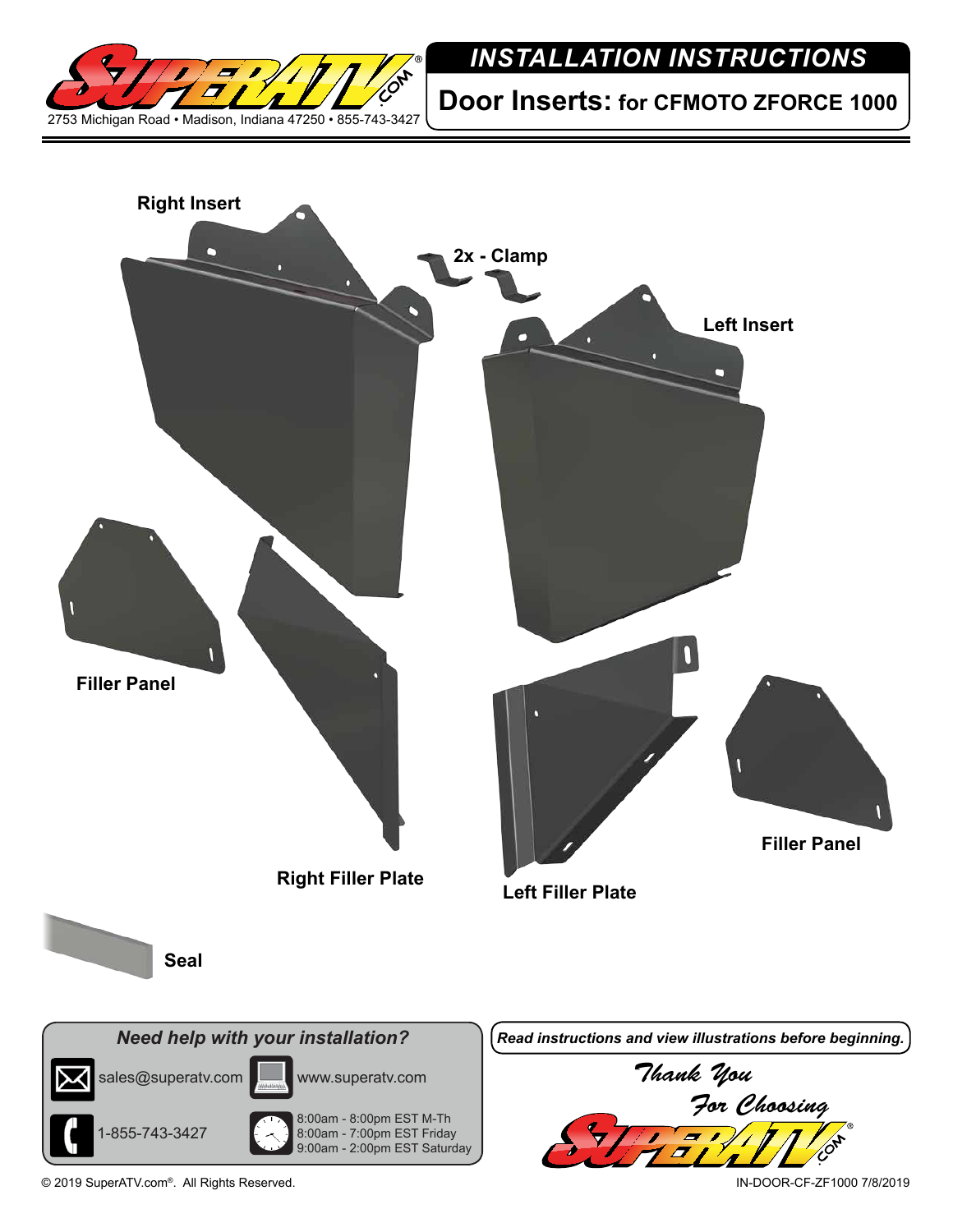SuperATV.com

2753 Michigan Road • Madison, Indiana 47250 • 855-743-3427

# INSTALLATION INSTRUCTIONS

## Door Inserts: for CFMOTO ZFORCE 1000

Right Insert

2x - Clamp

Left Insert

Filler Panel

Right Filler Plate

Left Filler Plate

Filler Panel

Seal

### Need help with your installation?

sales@superatv.com

www.superatv.com

1-855-743-3427

8:00am - 8:00pm EST M-Th
8:00am - 7:00pm EST Friday
9:00am - 2:00pm EST Saturday

***Read instructions and view illustrations before beginning.***

*Thank You For Choosing* SuperATV.com

© 2019 SuperATV.com®. All Rights Reserved.

IN-DOOR-CF-ZF1000 7/8/2019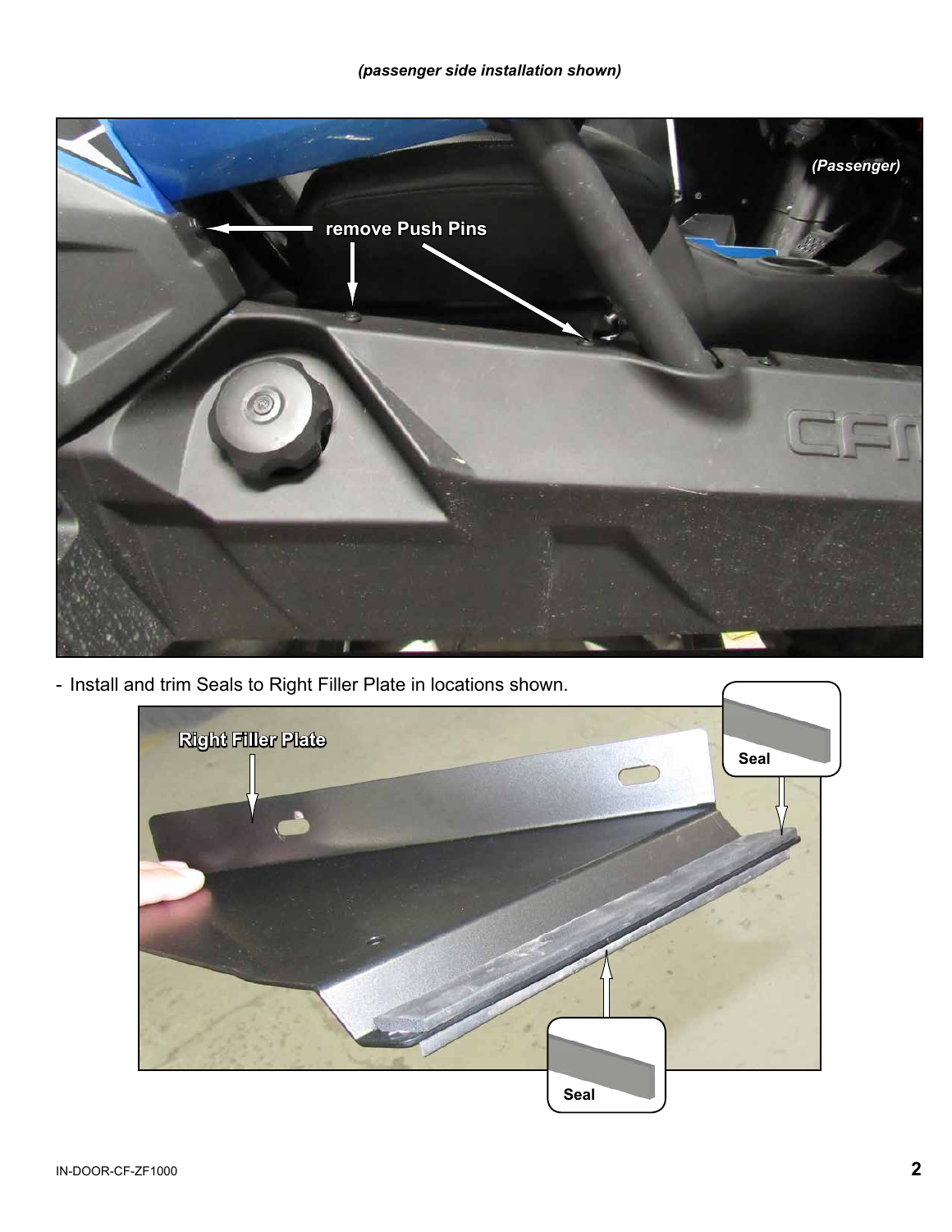*(passenger side installation shown)*

- Install and trim Seals to Right Filler Plate in locations shown.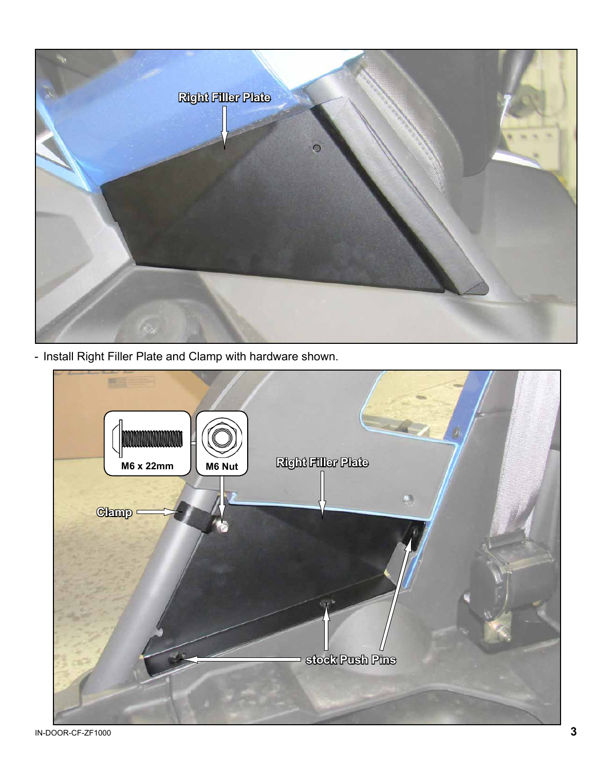- Install Right Filler Plate and Clamp with hardware shown.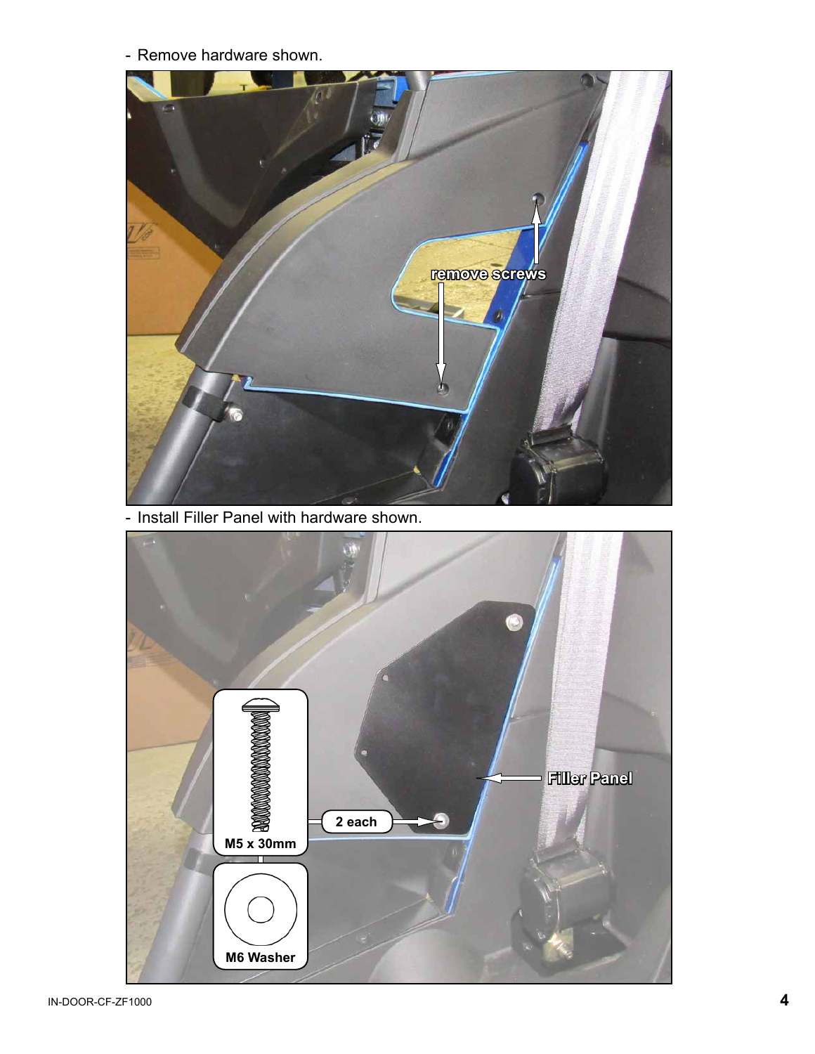- Remove hardware shown.

remove screws

- Install Filler Panel with hardware shown.

Filler Panel

2 each

M5 x 30mm

M6 Washer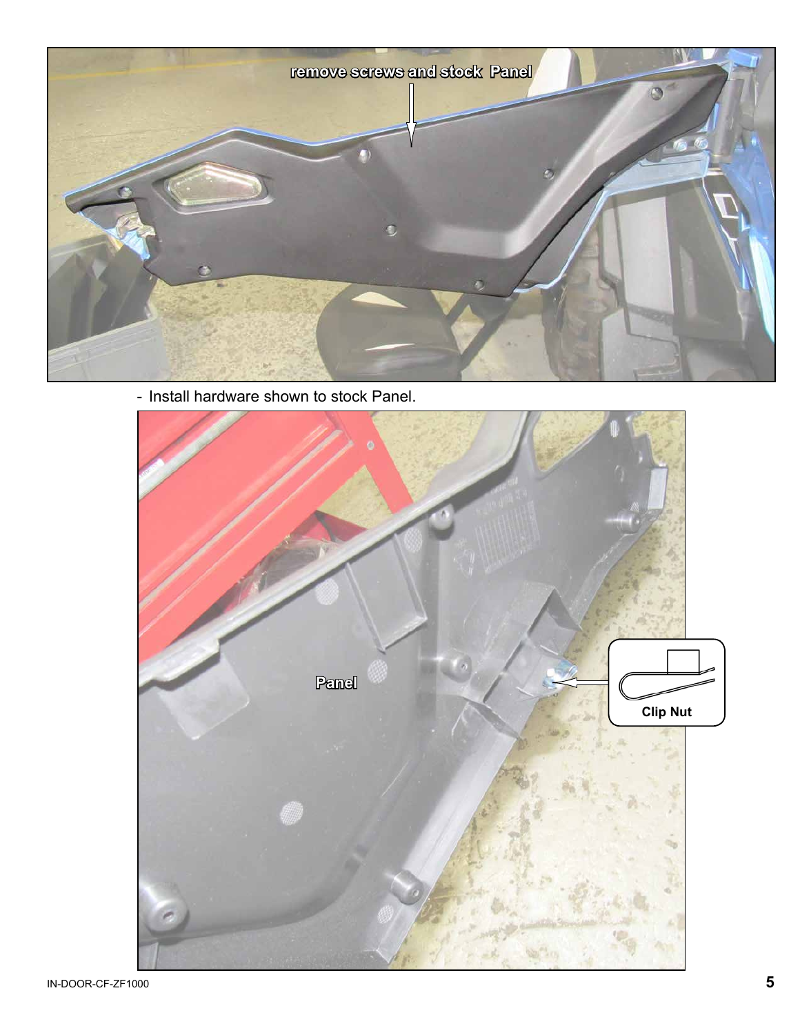- Install hardware shown to stock Panel.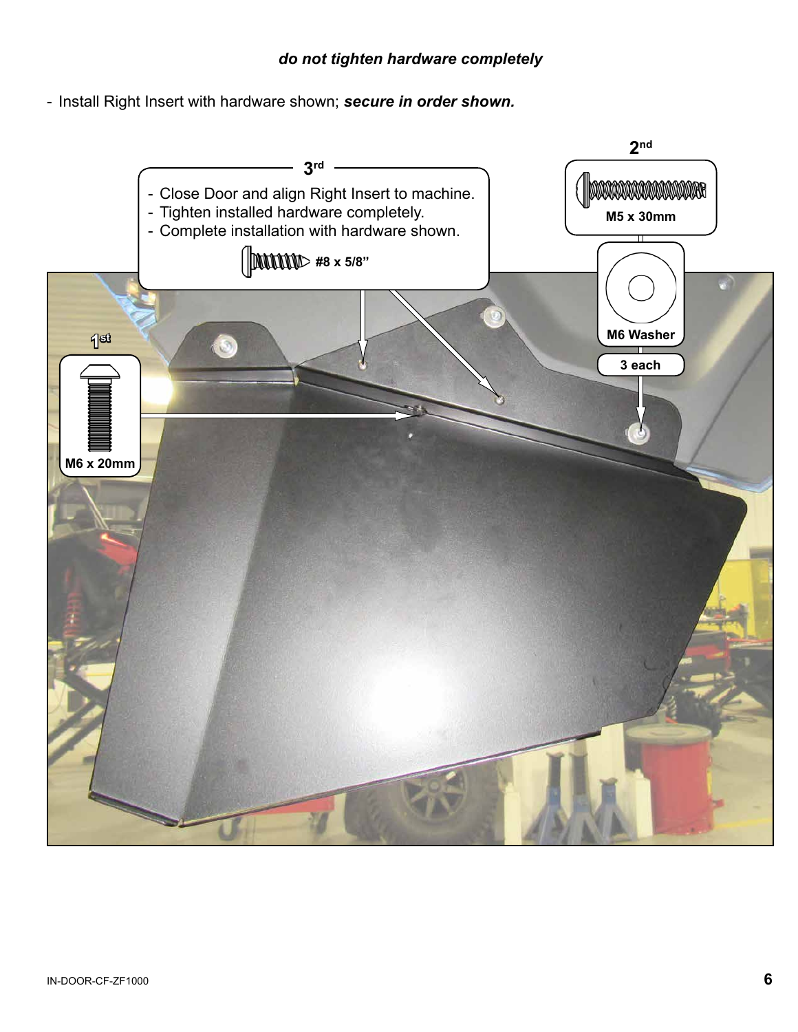***do not tighten hardware completely***

- Install Right Insert with hardware shown; ***secure in order shown.***

**1st**

M6 x 20mm

**2nd**

M5 x 30mm

M6 Washer

3 each

**3rd**

- Close Door and align Right Insert to machine.
- Tighten installed hardware completely.
- Complete installation with hardware shown.

#8 x 5/8"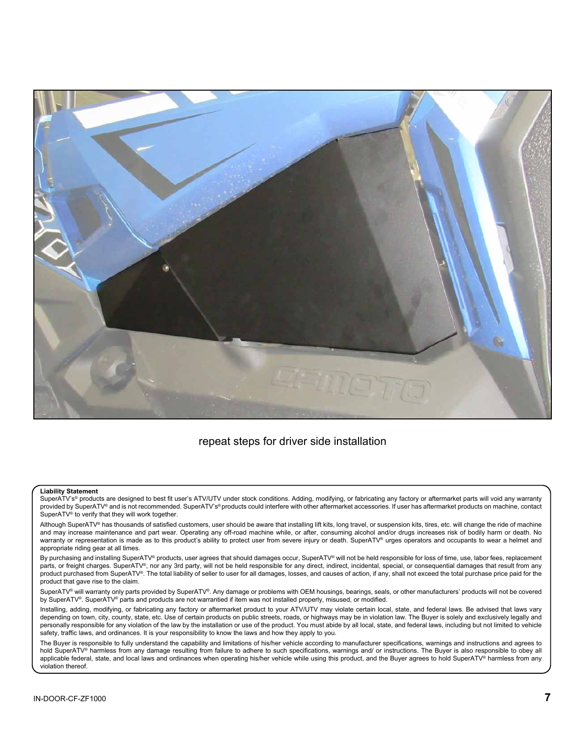repeat steps for driver side installation

**Liability Statement**

SuperATV's® products are designed to best fit user's ATV/UTV under stock conditions. Adding, modifying, or fabricating any factory or aftermarket parts will void any warranty provided by SuperATV® and is not recommended. SuperATV's® products could interfere with other aftermarket accessories. If user has aftermarket products on machine, contact SuperATV® to verify that they will work together.

Although SuperATV® has thousands of satisfied customers, user should be aware that installing lift kits, long travel, or suspension kits, tires, etc. will change the ride of machine and may increase maintenance and part wear. Operating any off-road machine while, or after, consuming alcohol and/or drugs increases risk of bodily harm or death. No warranty or representation is made as to this product's ability to protect user from severe injury or death. SuperATV® urges operators and occupants to wear a helmet and appropriate riding gear at all times.

By purchasing and installing SuperATV® products, user agrees that should damages occur, SuperATV® will not be held responsible for loss of time, use, labor fees, replacement parts, or freight charges. SuperATV®, nor any 3rd party, will not be held responsible for any direct, indirect, incidental, special, or consequential damages that result from any product purchased from SuperATV®. The total liability of seller to user for all damages, losses, and causes of action, if any, shall not exceed the total purchase price paid for the product that gave rise to the claim.

SuperATV® will warranty only parts provided by SuperATV®. Any damage or problems with OEM housings, bearings, seals, or other manufacturers' products will not be covered by SuperATV®. SuperATV® parts and products are not warrantied if item was not installed properly, misused, or modified.

Installing, adding, modifying, or fabricating any factory or aftermarket product to your ATV/UTV may violate certain local, state, and federal laws. Be advised that laws vary depending on town, city, county, state, etc. Use of certain products on public streets, roads, or highways may be in violation law. The Buyer is solely and exclusively legally and personally responsible for any violation of the law by the installation or use of the product. You must abide by all local, state, and federal laws, including but not limited to vehicle safety, traffic laws, and ordinances. It is your responsibility to know the laws and how they apply to you.

The Buyer is responsible to fully understand the capability and limitations of his/her vehicle according to manufacturer specifications, warnings and instructions and agrees to hold SuperATV® harmless from any damage resulting from failure to adhere to such specifications, warnings and/ or instructions. The Buyer is also responsible to obey all applicable federal, state, and local laws and ordinances when operating his/her vehicle while using this product, and the Buyer agrees to hold SuperATV® harmless from any violation thereof.